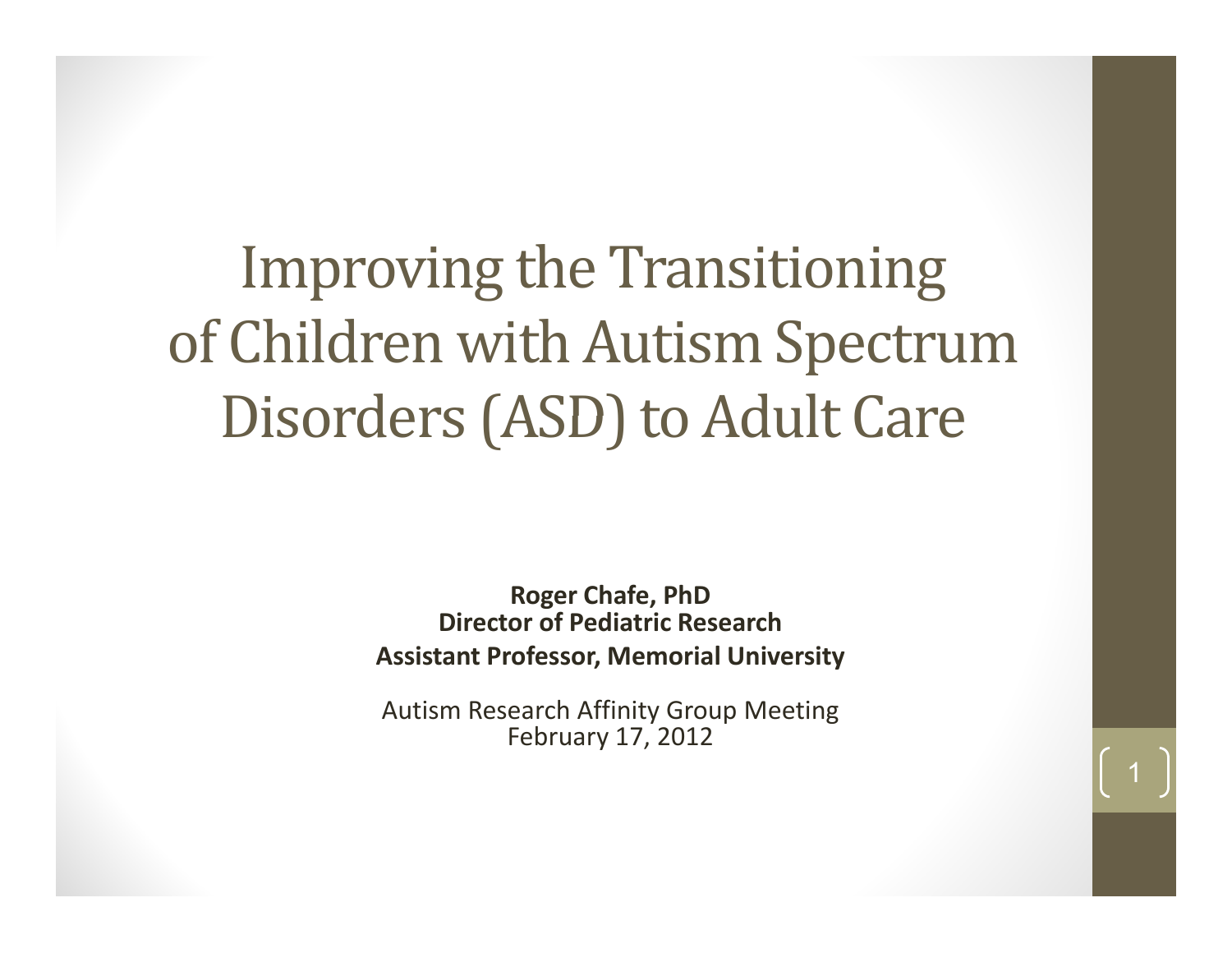# Improving the Transitioning of Children with Autism Spectrum Disorders (ASD) to Adult Care

**Roger Chafe, PhD**
**Director of Pediatric Research**
**Assistant Professor, Memorial University**

Autism Research Affinity Group Meeting
February 17, 2012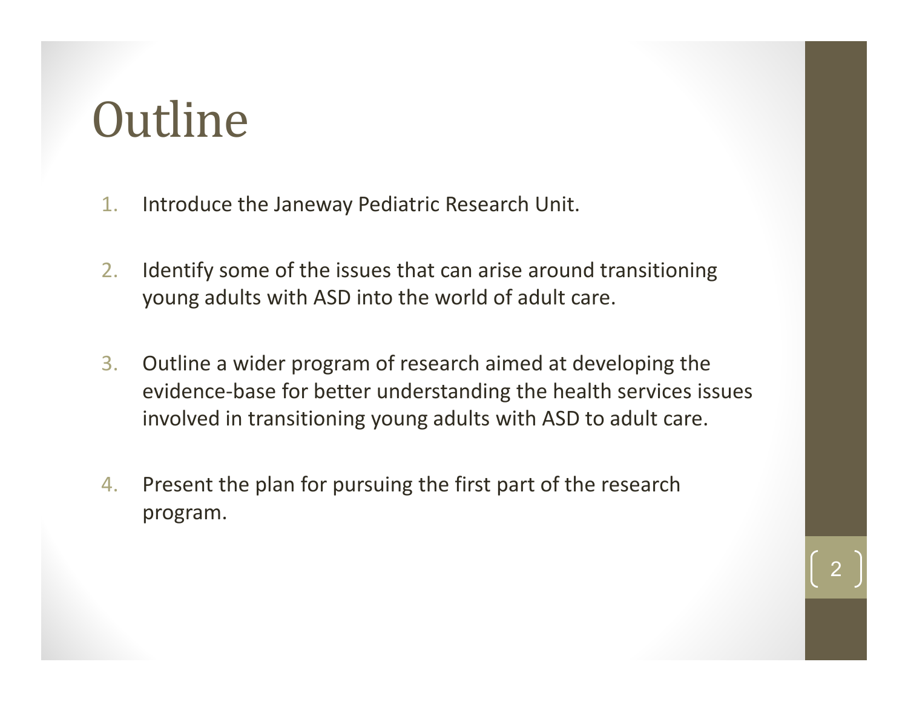# Outline

1. Introduce the Janeway Pediatric Research Unit.
2. Identify some of the issues that can arise around transitioning young adults with ASD into the world of adult care.
3. Outline a wider program of research aimed at developing the evidence-base for better understanding the health services issues involved in transitioning young adults with ASD to adult care.
4. Present the plan for pursuing the first part of the research program.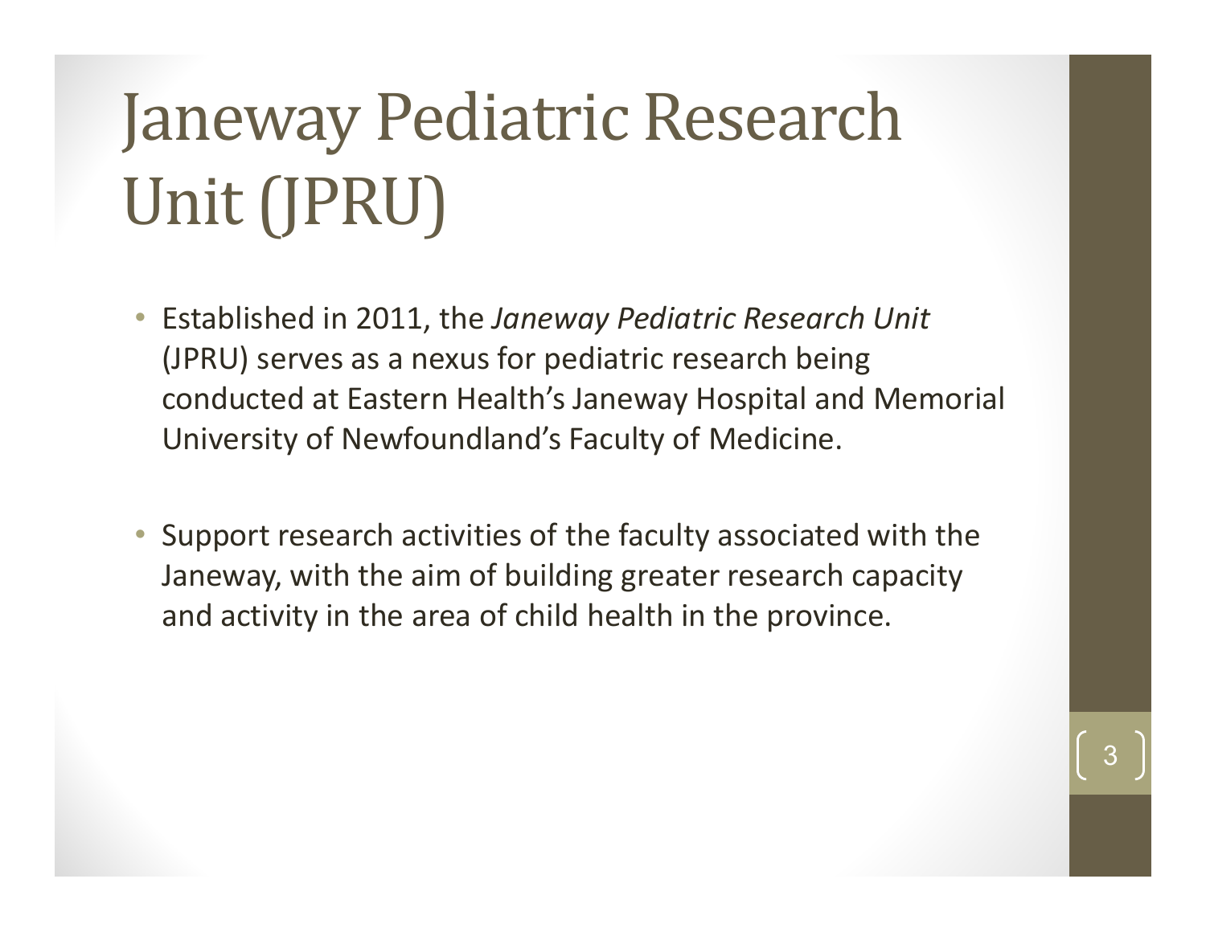# Janeway Pediatric Research Unit (JPRU)

- Established in 2011, the *Janeway Pediatric Research Unit* (JPRU) serves as a nexus for pediatric research being conducted at Eastern Health's Janeway Hospital and Memorial University of Newfoundland's Faculty of Medicine.

- Support research activities of the faculty associated with the Janeway, with the aim of building greater research capacity and activity in the area of child health in the province.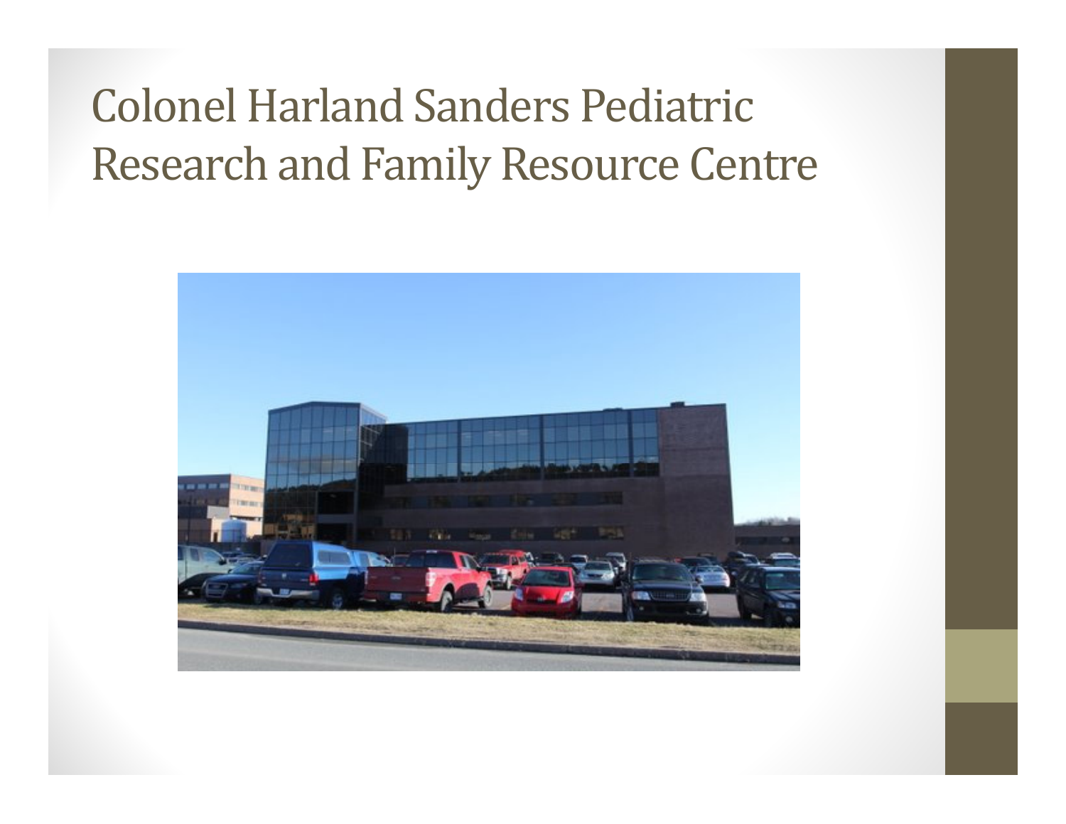# Colonel Harland Sanders Pediatric Research and Family Resource Centre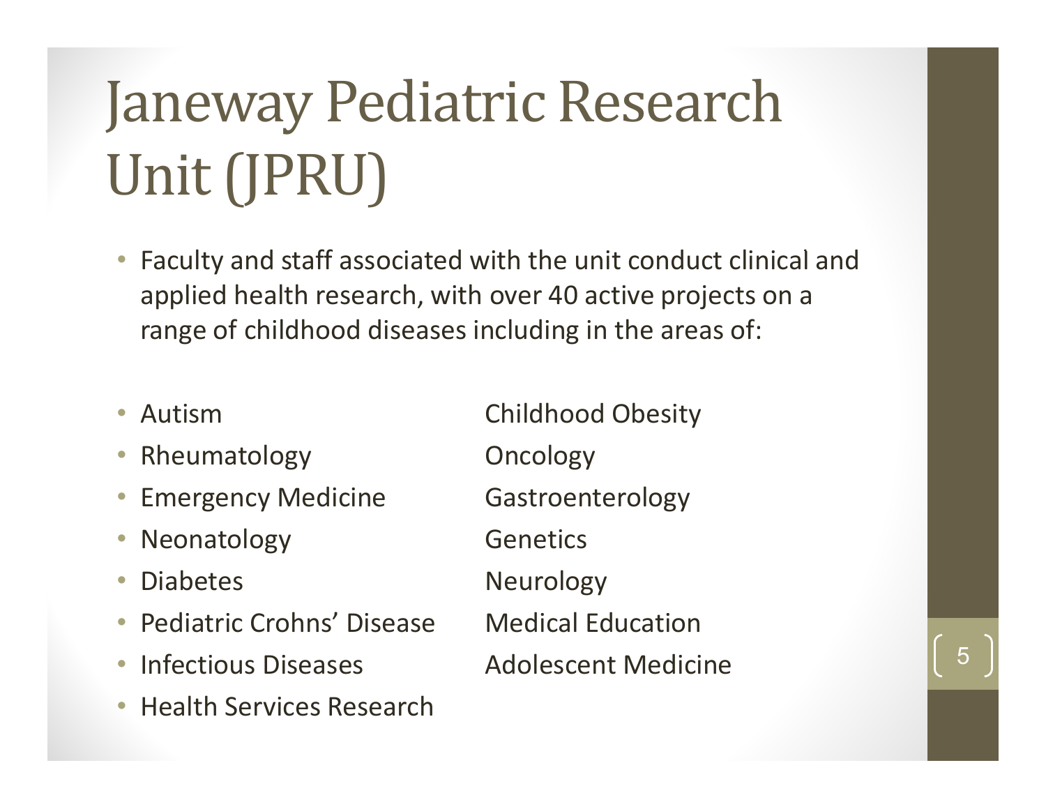# Janeway Pediatric Research Unit (JPRU)

- Faculty and staff associated with the unit conduct clinical and applied health research, with over 40 active projects on a range of childhood diseases including in the areas of:

- Autism
- Rheumatology
- Emergency Medicine
- Neonatology
- Diabetes
- Pediatric Crohns' Disease
- Infectious Diseases
- Health Services Research
- Childhood Obesity
- Oncology
- Gastroenterology
- Genetics
- Neurology
- Medical Education
- Adolescent Medicine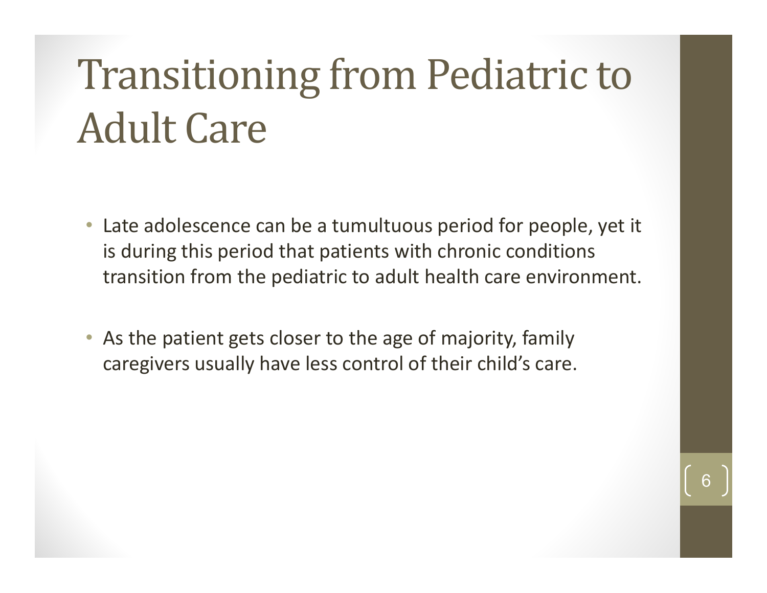# Transitioning from Pediatric to Adult Care

- Late adolescence can be a tumultuous period for people, yet it is during this period that patients with chronic conditions transition from the pediatric to adult health care environment.
- As the patient gets closer to the age of majority, family caregivers usually have less control of their child's care.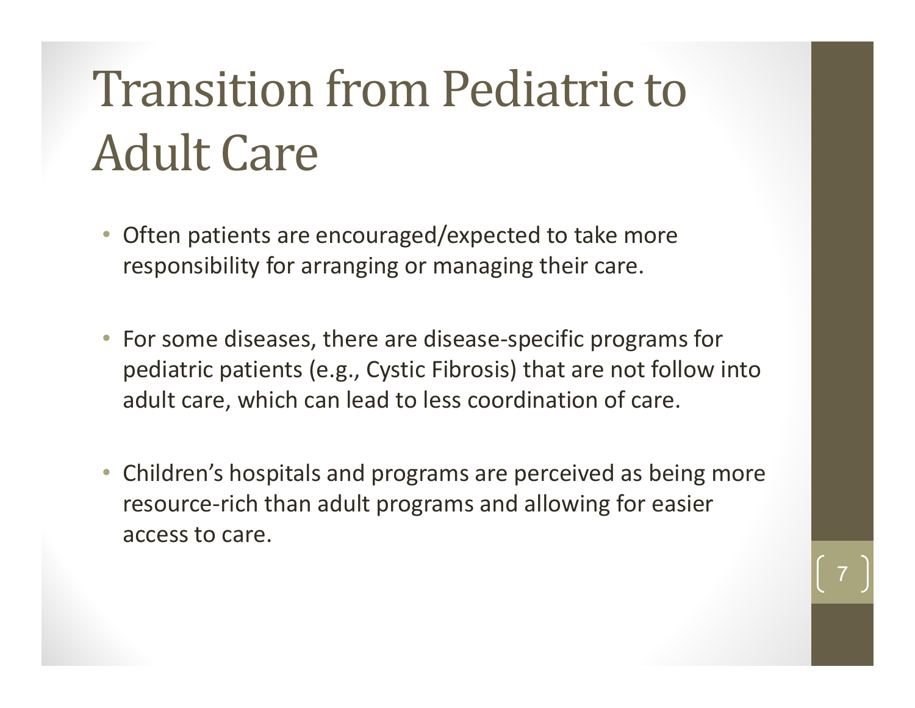# Transition from Pediatric to Adult Care

- Often patients are encouraged/expected to take more responsibility for arranging or managing their care.
- For some diseases, there are disease-specific programs for pediatric patients (e.g., Cystic Fibrosis) that are not follow into adult care, which can lead to less coordination of care.
- Children's hospitals and programs are perceived as being more resource-rich than adult programs and allowing for easier access to care.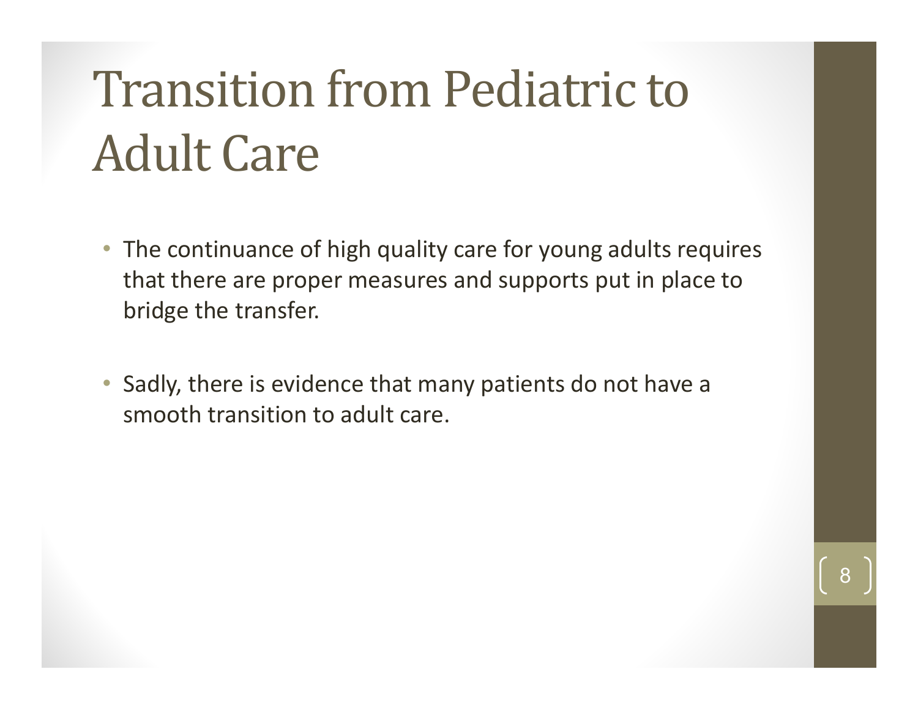# Transition from Pediatric to Adult Care

- The continuance of high quality care for young adults requires that there are proper measures and supports put in place to bridge the transfer.
- Sadly, there is evidence that many patients do not have a smooth transition to adult care.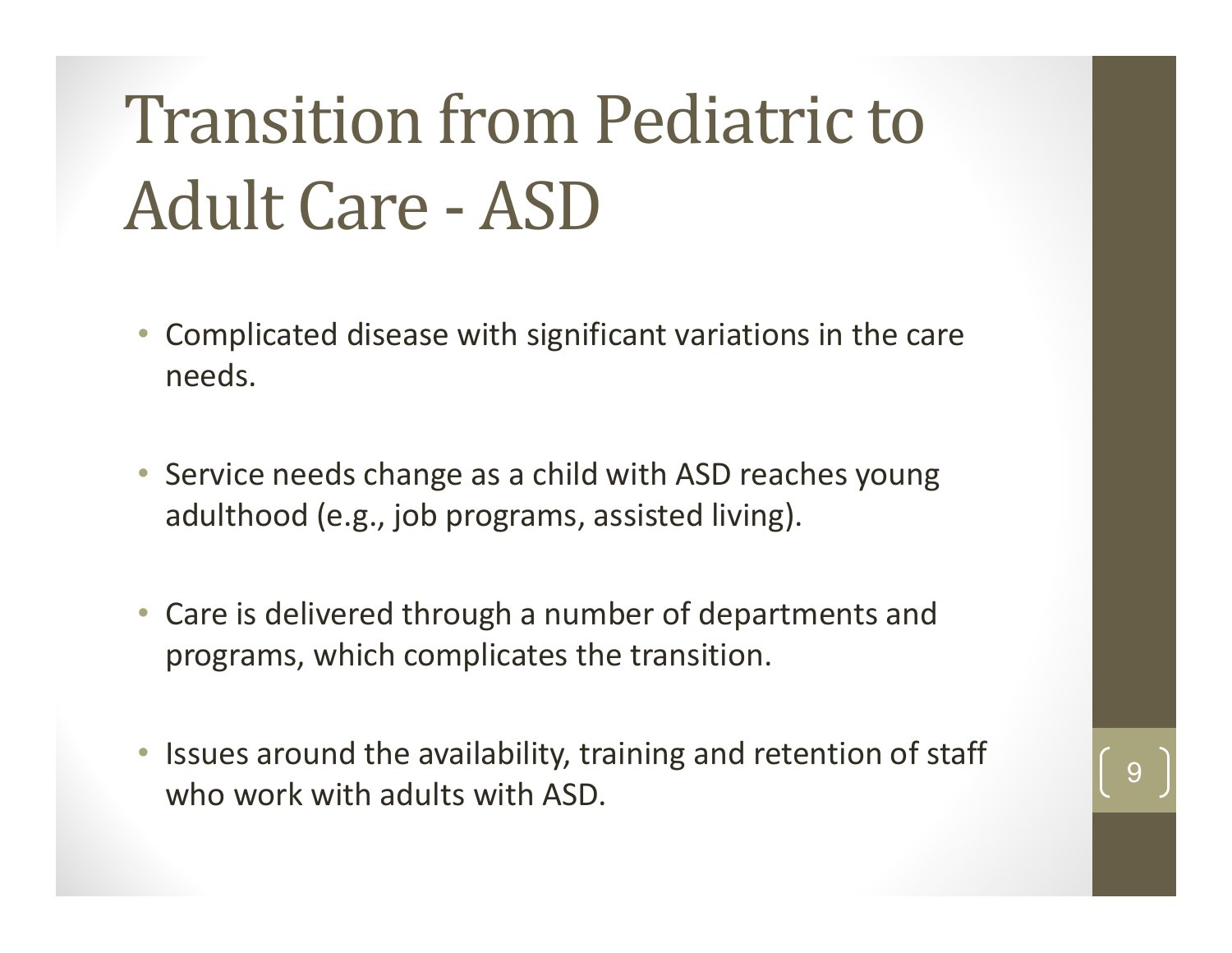# Transition from Pediatric to Adult Care - ASD

- Complicated disease with significant variations in the care needs.
- Service needs change as a child with ASD reaches young adulthood (e.g., job programs, assisted living).
- Care is delivered through a number of departments and programs, which complicates the transition.
- Issues around the availability, training and retention of staff who work with adults with ASD.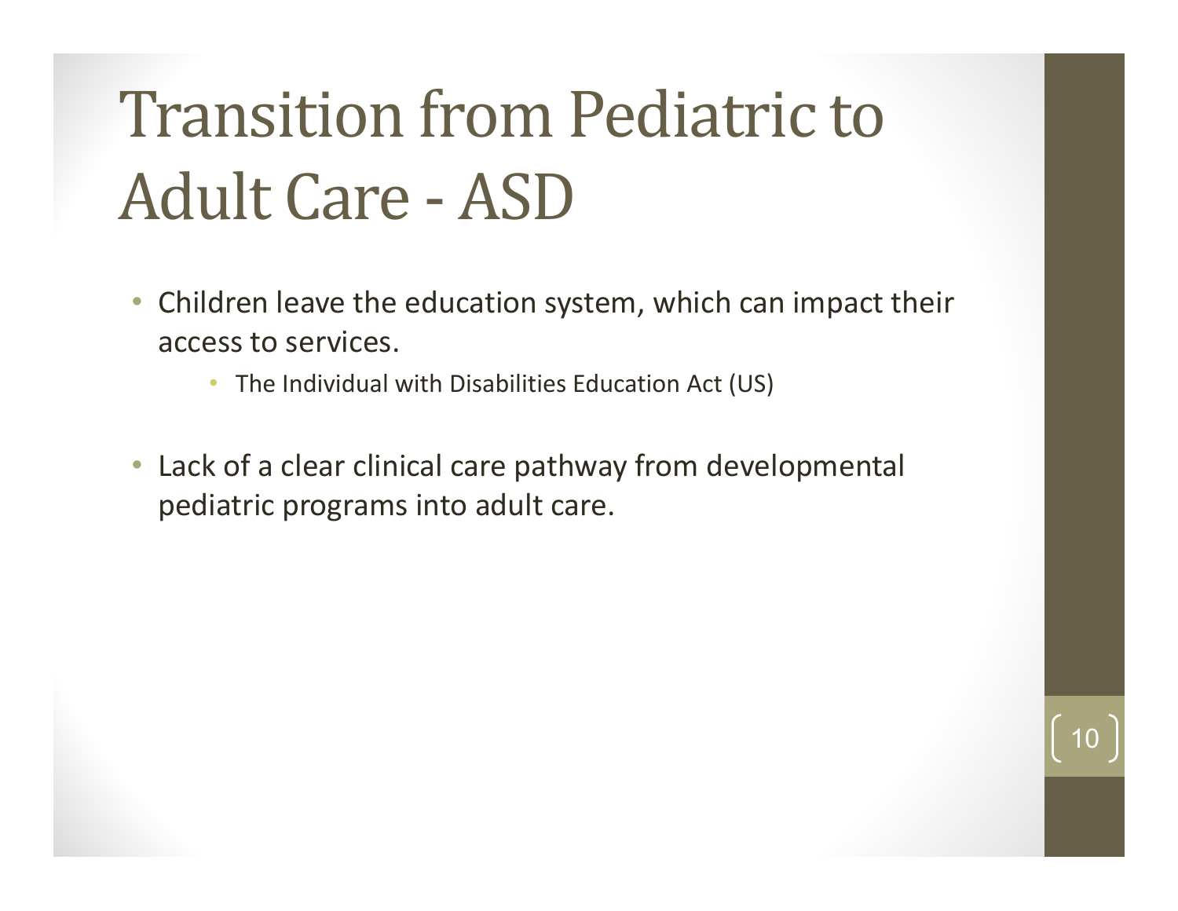# Transition from Pediatric to Adult Care - ASD

- Children leave the education system, which can impact their access to services.
  - The Individual with Disabilities Education Act (US)

- Lack of a clear clinical care pathway from developmental pediatric programs into adult care.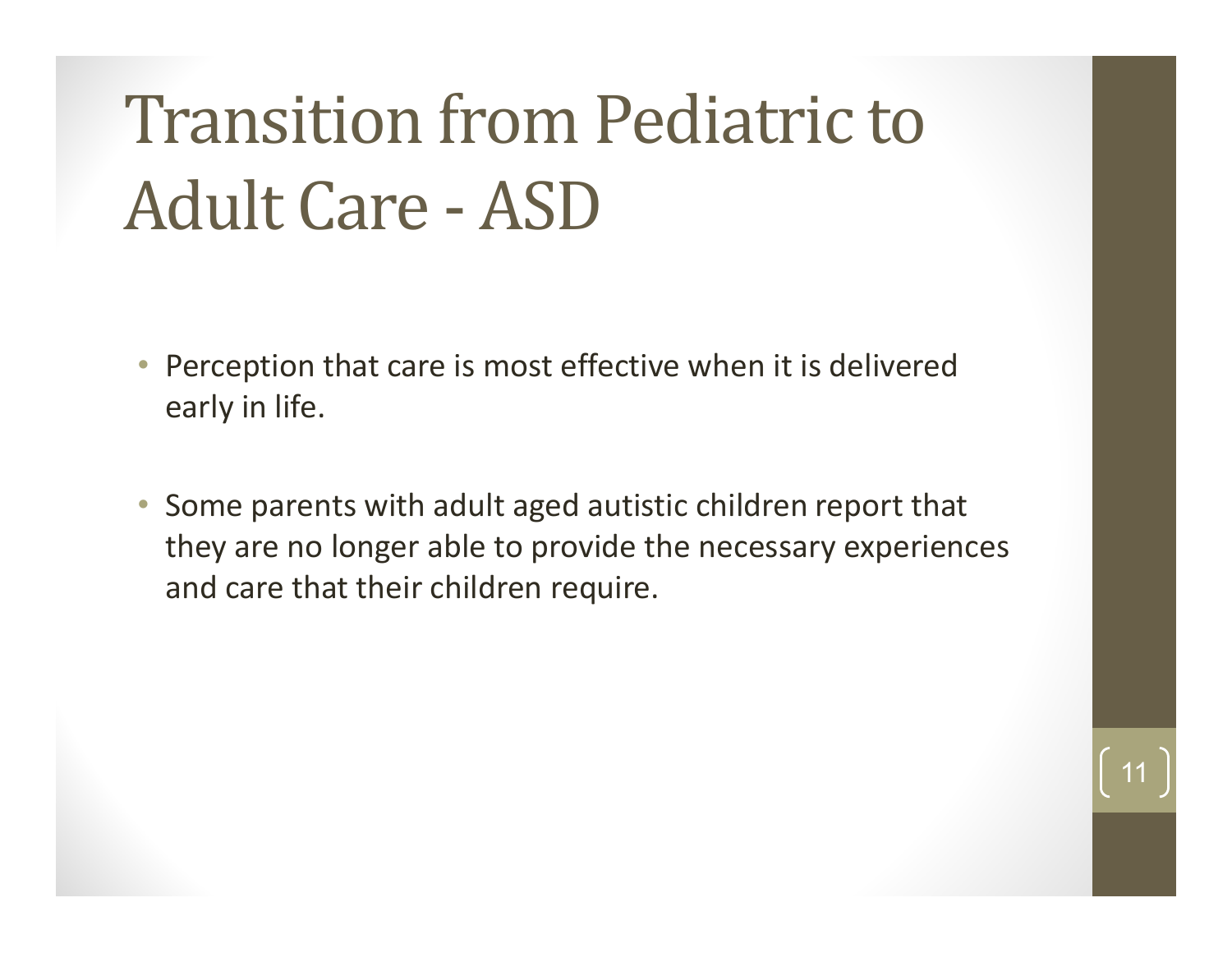# Transition from Pediatric to Adult Care - ASD

- Perception that care is most effective when it is delivered early in life.

- Some parents with adult aged autistic children report that they are no longer able to provide the necessary experiences and care that their children require.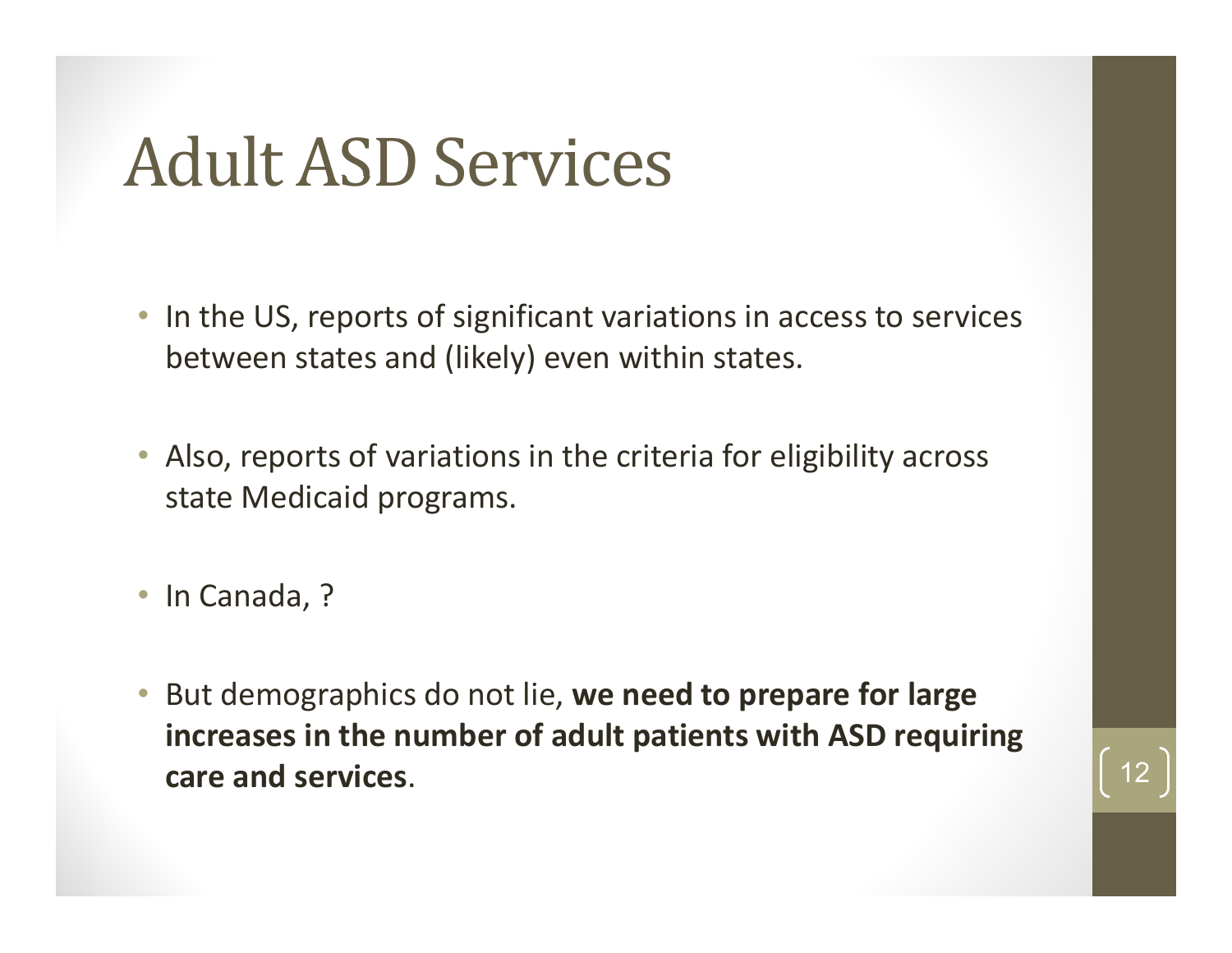# Adult ASD Services

- In the US, reports of significant variations in access to services between states and (likely) even within states.
- Also, reports of variations in the criteria for eligibility across state Medicaid programs.
- In Canada, ?
- But demographics do not lie, **we need to prepare for large increases in the number of adult patients with ASD requiring care and services**.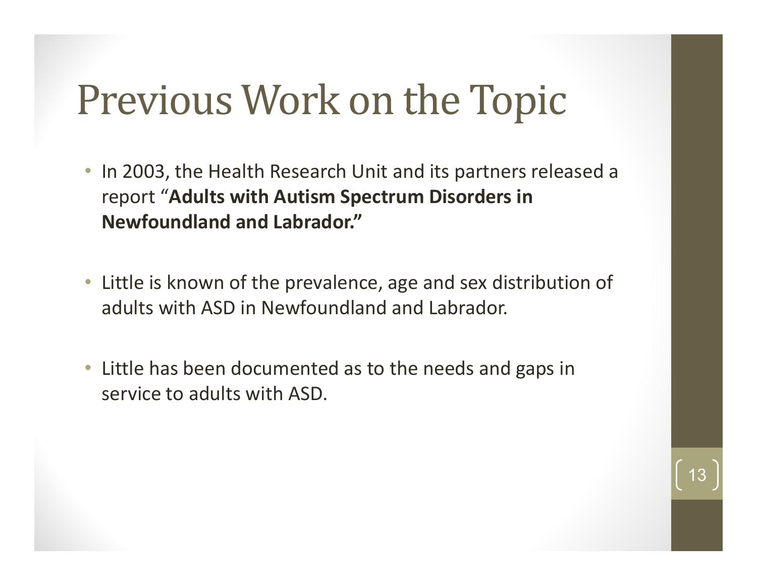# Previous Work on the Topic

- In 2003, the Health Research Unit and its partners released a report "**Adults with Autism Spectrum Disorders in Newfoundland and Labrador.**"

- Little is known of the prevalence, age and sex distribution of adults with ASD in Newfoundland and Labrador.

- Little has been documented as to the needs and gaps in service to adults with ASD.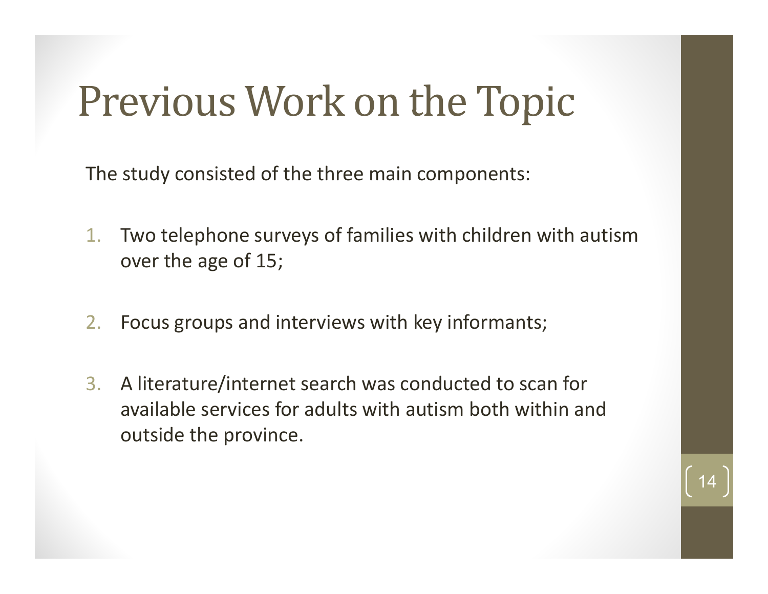# Previous Work on the Topic

The study consisted of the three main components:

1. Two telephone surveys of families with children with autism over the age of 15;
2. Focus groups and interviews with key informants;
3. A literature/internet search was conducted to scan for available services for adults with autism both within and outside the province.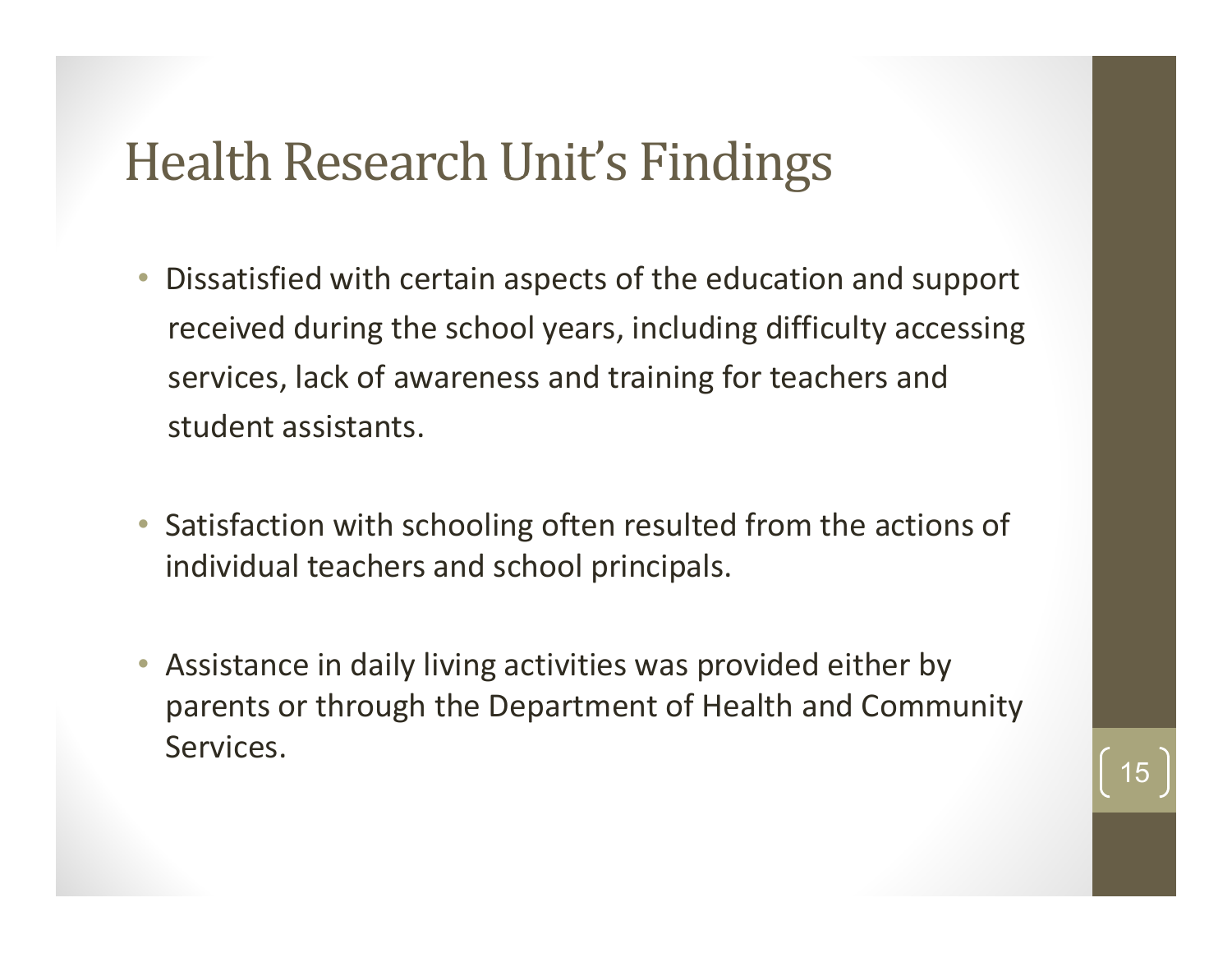# Health Research Unit's Findings

- Dissatisfied with certain aspects of the education and support received during the school years, including difficulty accessing services, lack of awareness and training for teachers and student assistants.

- Satisfaction with schooling often resulted from the actions of individual teachers and school principals.

- Assistance in daily living activities was provided either by parents or through the Department of Health and Community Services.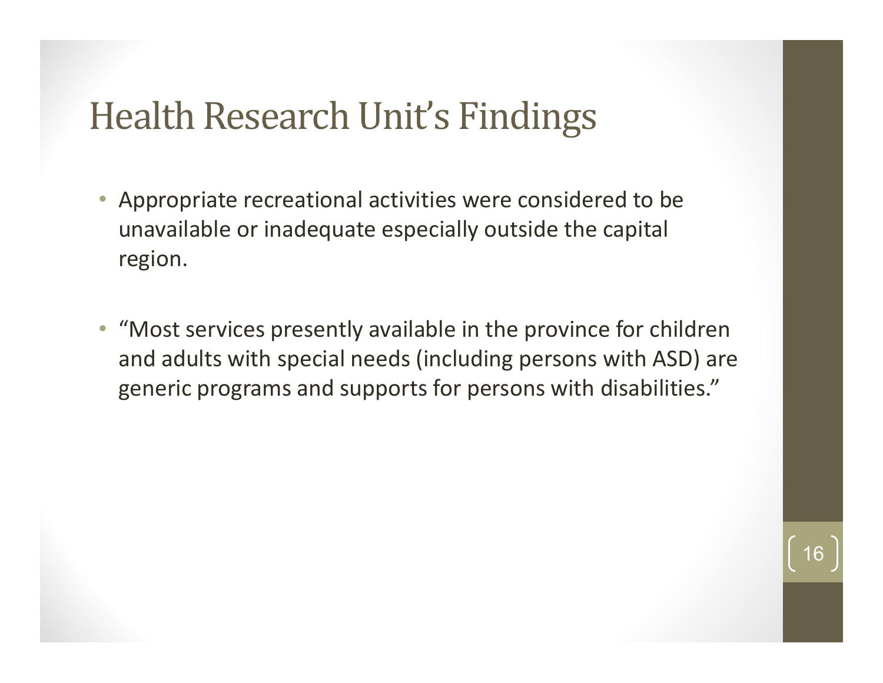# Health Research Unit's Findings

- Appropriate recreational activities were considered to be unavailable or inadequate especially outside the capital region.
- "Most services presently available in the province for children and adults with special needs (including persons with ASD) are generic programs and supports for persons with disabilities."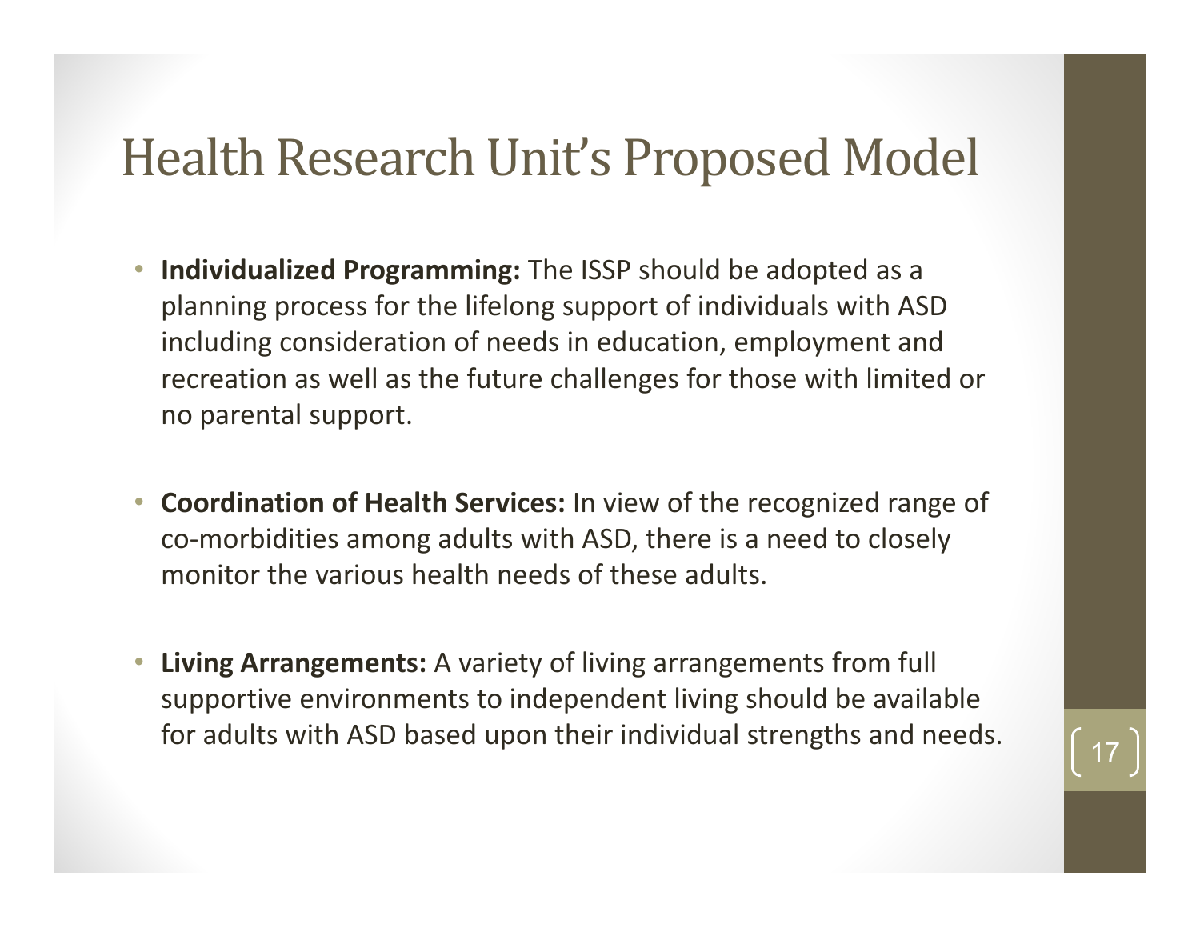# Health Research Unit's Proposed Model

- **Individualized Programming:** The ISSP should be adopted as a planning process for the lifelong support of individuals with ASD including consideration of needs in education, employment and recreation as well as the future challenges for those with limited or no parental support.

- **Coordination of Health Services:** In view of the recognized range of co-morbidities among adults with ASD, there is a need to closely monitor the various health needs of these adults.

- **Living Arrangements:** A variety of living arrangements from full supportive environments to independent living should be available for adults with ASD based upon their individual strengths and needs.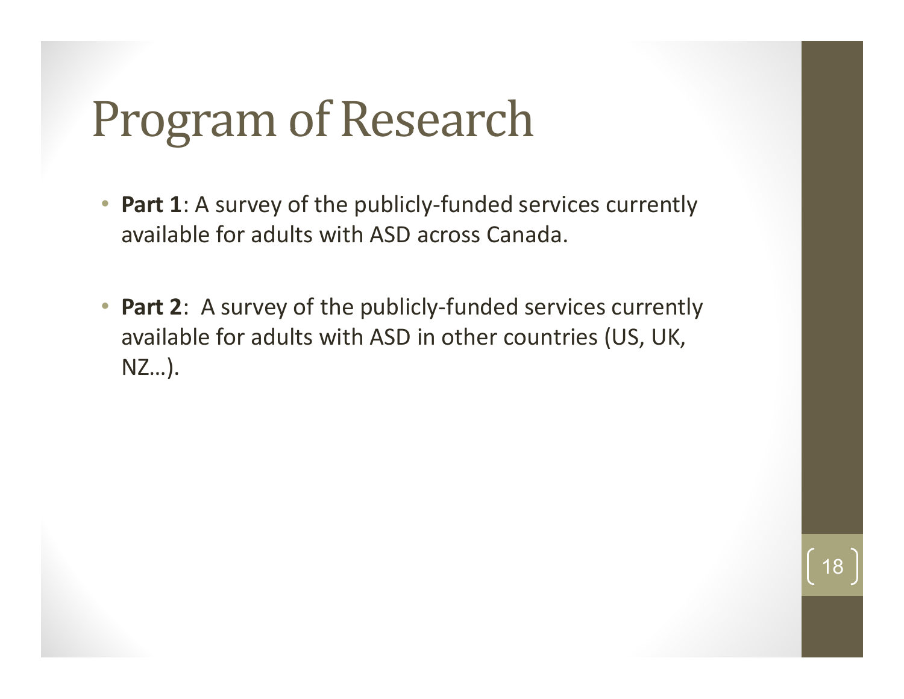# Program of Research

- **Part 1**: A survey of the publicly-funded services currently available for adults with ASD across Canada.

- **Part 2**: A survey of the publicly-funded services currently available for adults with ASD in other countries (US, UK, NZ…).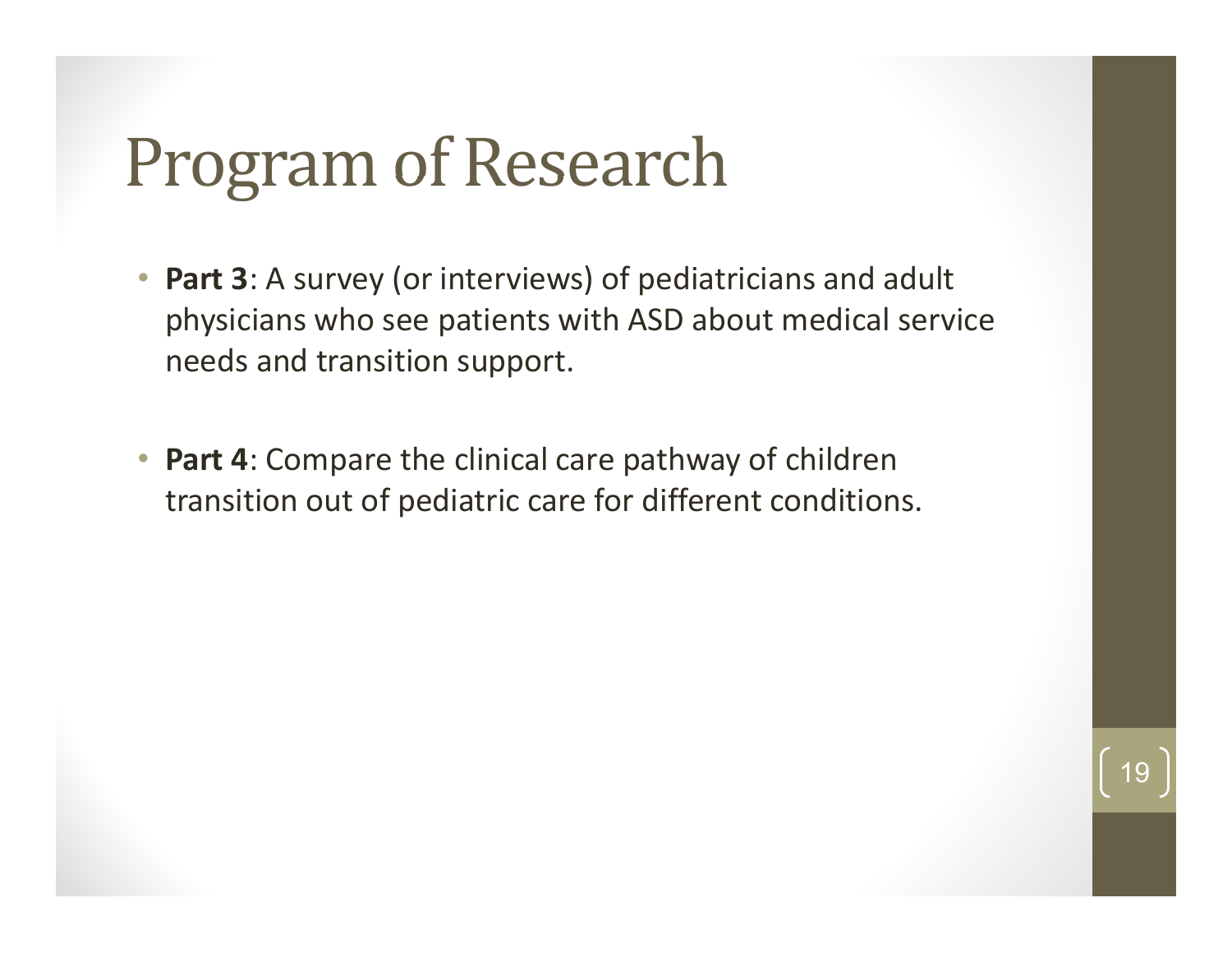# Program of Research

- **Part 3**: A survey (or interviews) of pediatricians and adult physicians who see patients with ASD about medical service needs and transition support.

- **Part 4**: Compare the clinical care pathway of children transition out of pediatric care for different conditions.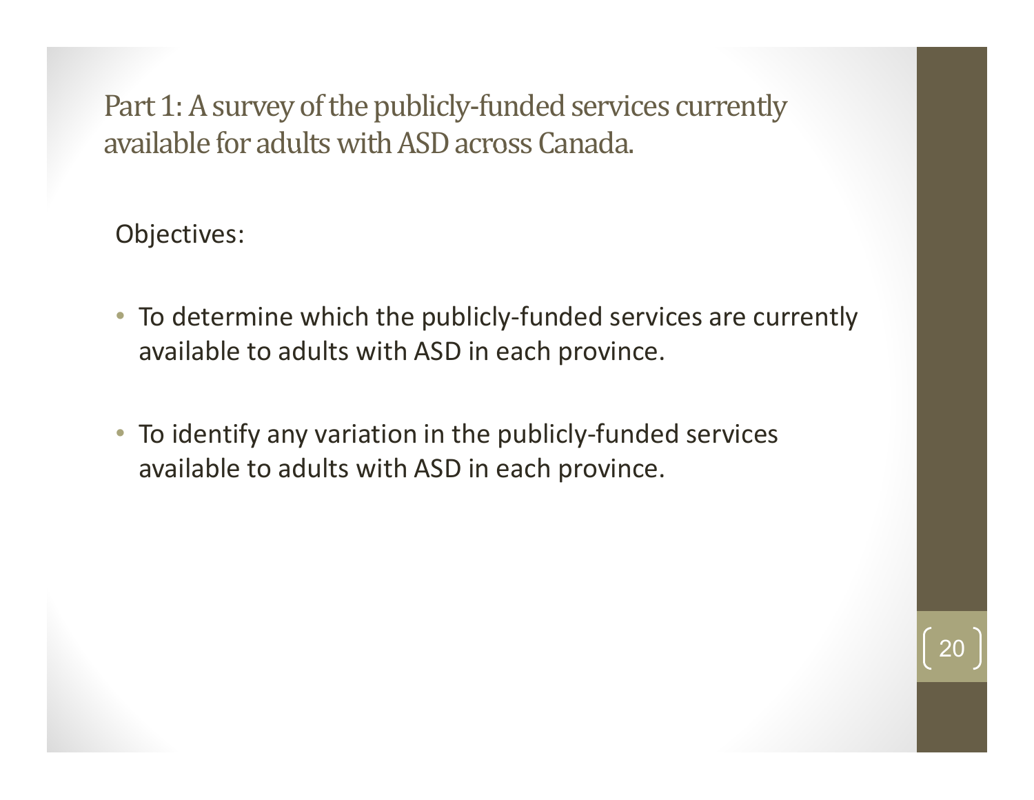# Part 1: A survey of the publicly-funded services currently available for adults with ASD across Canada.

Objectives:

- To determine which the publicly-funded services are currently available to adults with ASD in each province.
- To identify any variation in the publicly-funded services available to adults with ASD in each province.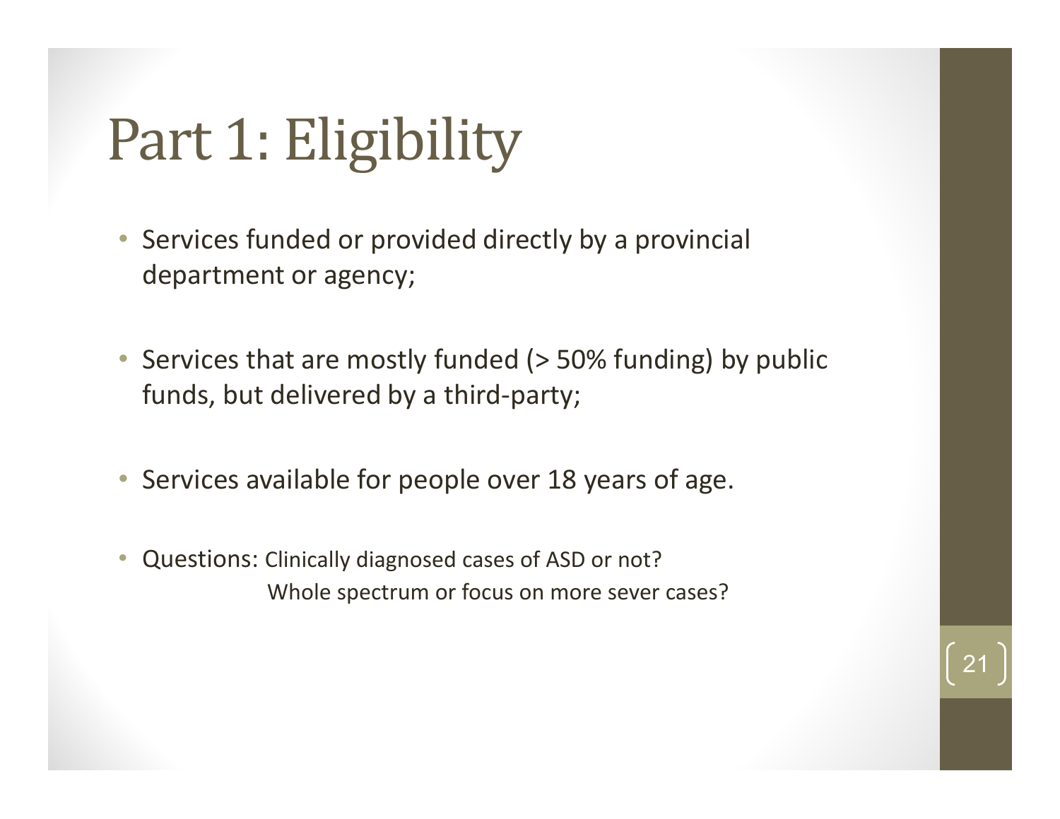# Part 1: Eligibility

- Services funded or provided directly by a provincial department or agency;
- Services that are mostly funded (> 50% funding) by public funds, but delivered by a third-party;
- Services available for people over 18 years of age.
- Questions: Clinically diagnosed cases of ASD or not?
  Whole spectrum or focus on more sever cases?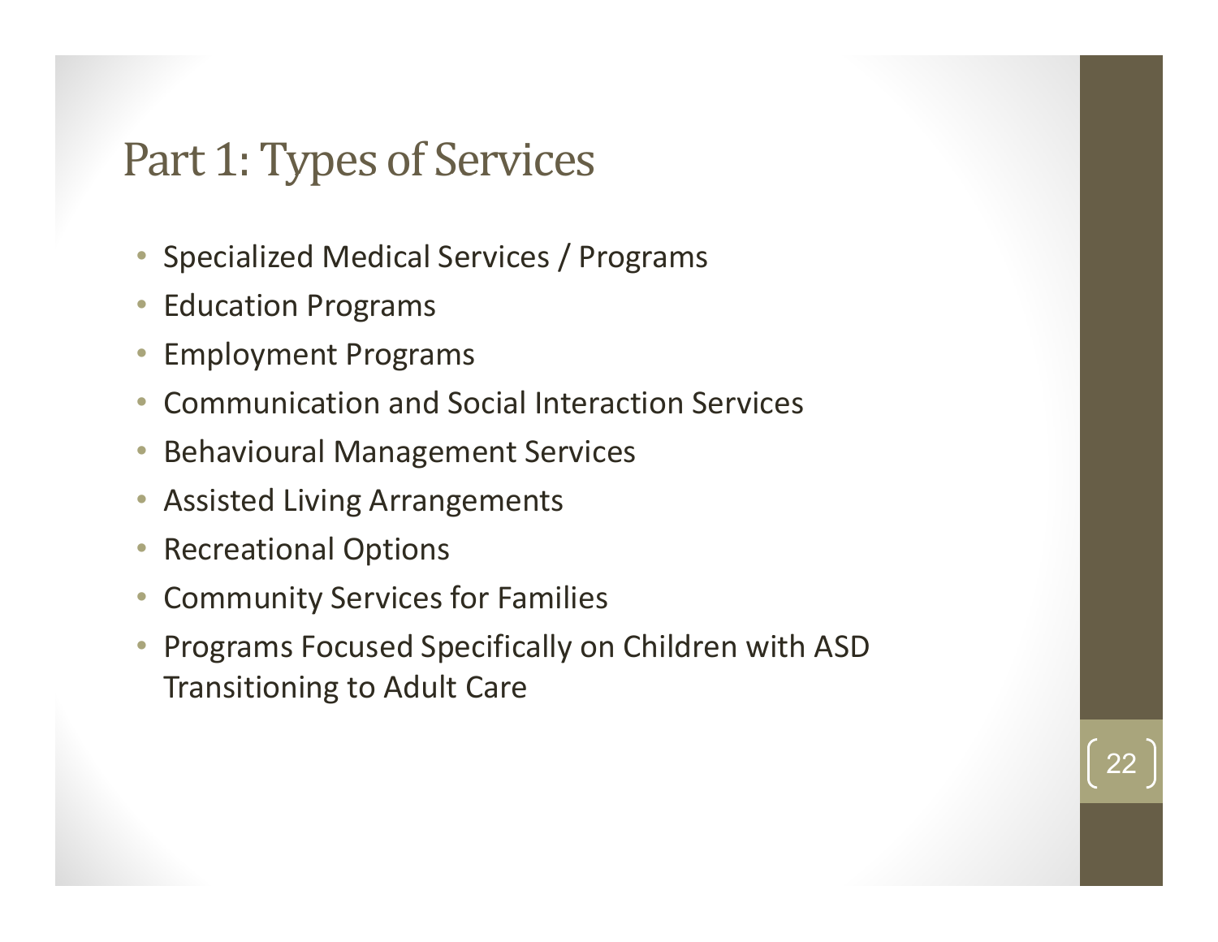# Part 1: Types of Services

- Specialized Medical Services / Programs
- Education Programs
- Employment Programs
- Communication and Social Interaction Services
- Behavioural Management Services
- Assisted Living Arrangements
- Recreational Options
- Community Services for Families
- Programs Focused Specifically on Children with ASD Transitioning to Adult Care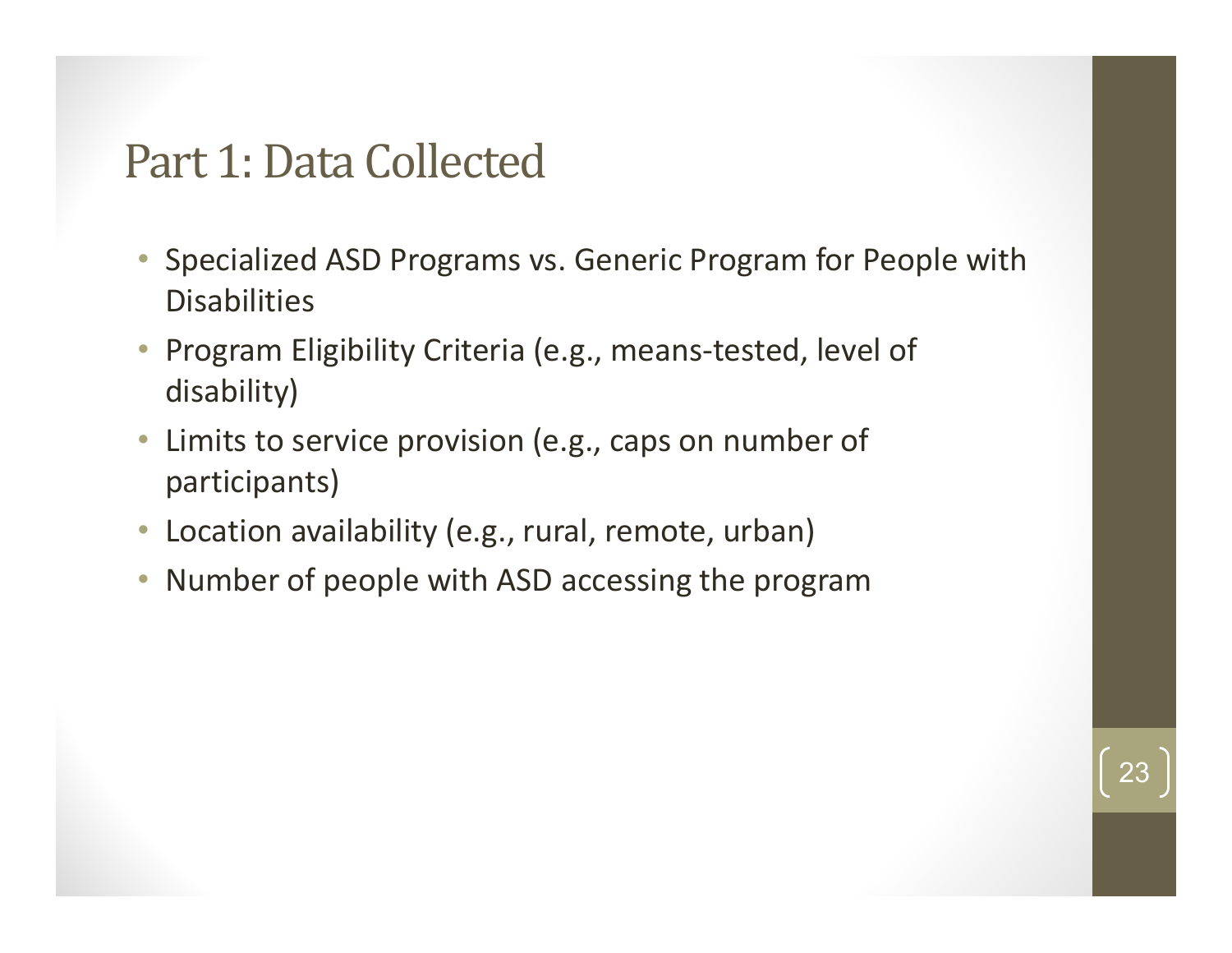# Part 1: Data Collected

- Specialized ASD Programs vs. Generic Program for People with Disabilities
- Program Eligibility Criteria (e.g., means-tested, level of disability)
- Limits to service provision (e.g., caps on number of participants)
- Location availability (e.g., rural, remote, urban)
- Number of people with ASD accessing the program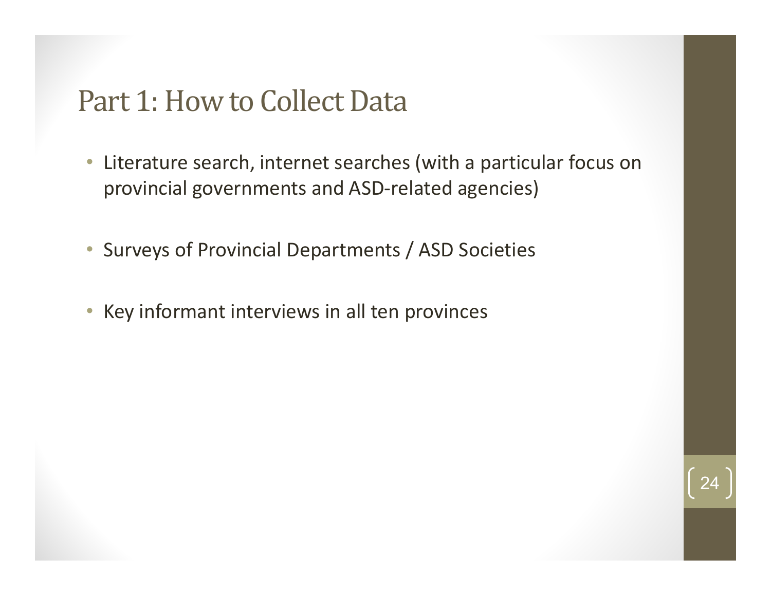# Part 1: How to Collect Data

- Literature search, internet searches (with a particular focus on provincial governments and ASD-related agencies)
- Surveys of Provincial Departments / ASD Societies
- Key informant interviews in all ten provinces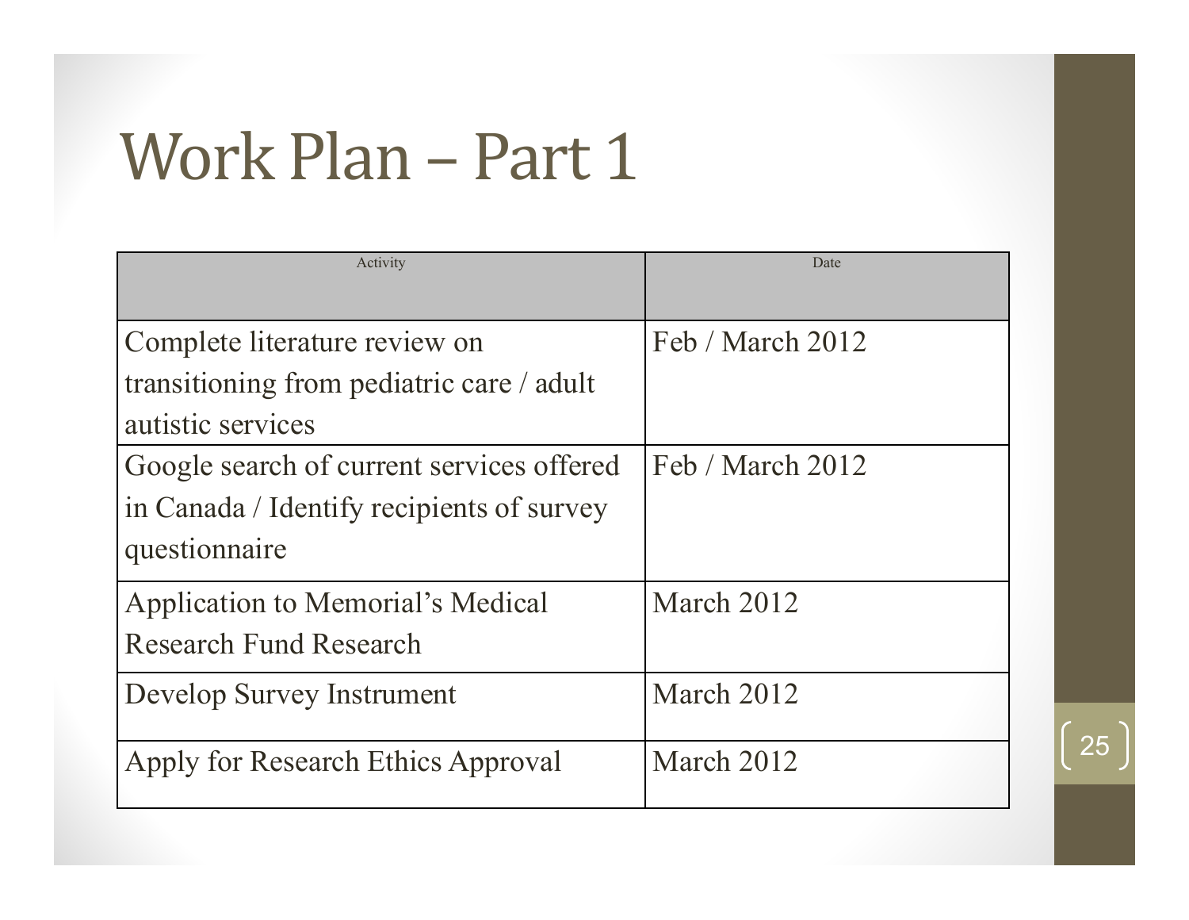# Work Plan – Part 1

| Activity | Date |
|---|---|
| Complete literature review on transitioning from pediatric care / adult autistic services | Feb / March 2012 |
| Google search of current services offered in Canada / Identify recipients of survey questionnaire | Feb / March 2012 |
| Application to Memorial's Medical Research Fund Research | March 2012 |
| Develop Survey Instrument | March 2012 |
| Apply for Research Ethics Approval | March 2012 |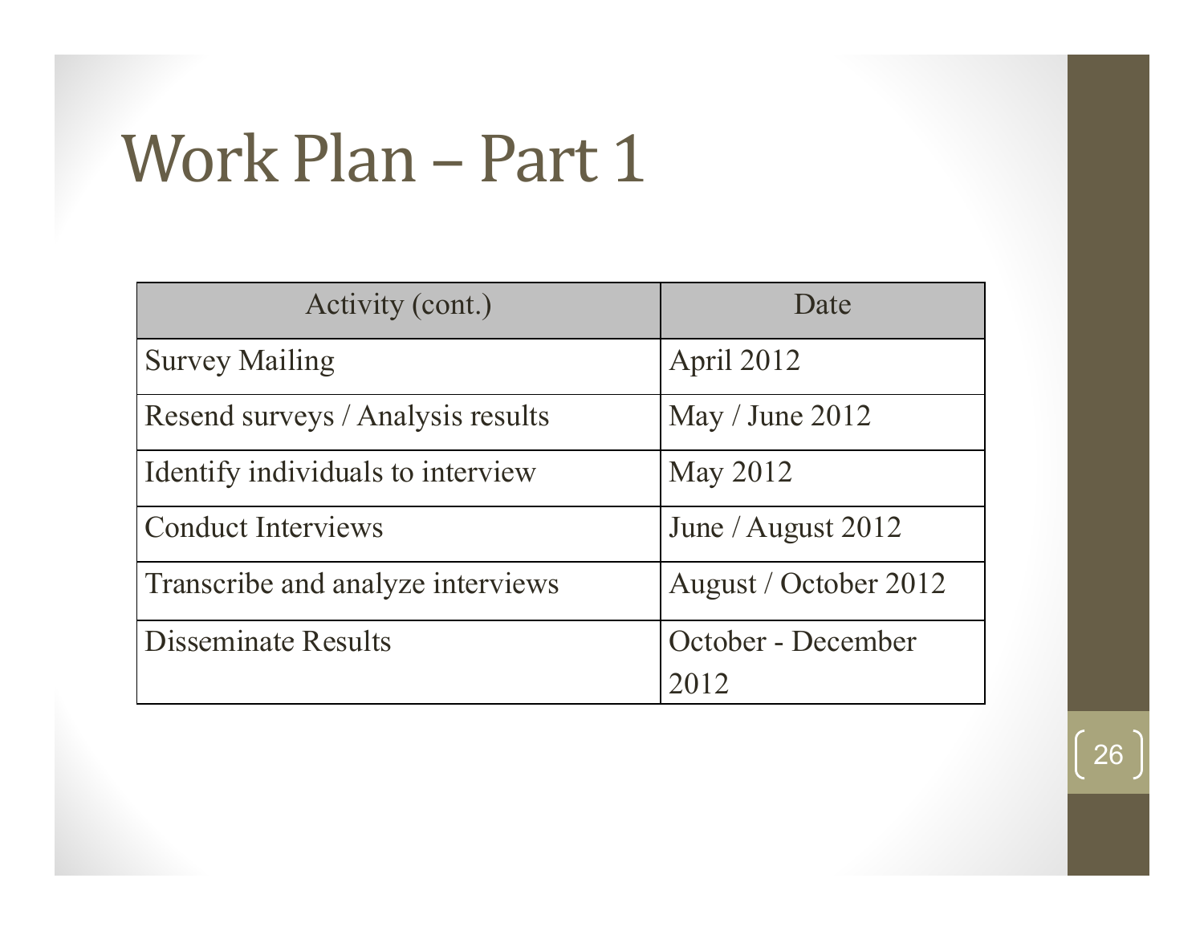# Work Plan – Part 1

| Activity (cont.) | Date |
|---|---|
| Survey Mailing | April 2012 |
| Resend surveys / Analysis results | May / June 2012 |
| Identify individuals to interview | May 2012 |
| Conduct Interviews | June / August 2012 |
| Transcribe and analyze interviews | August / October 2012 |
| Disseminate Results | October - December 2012 |